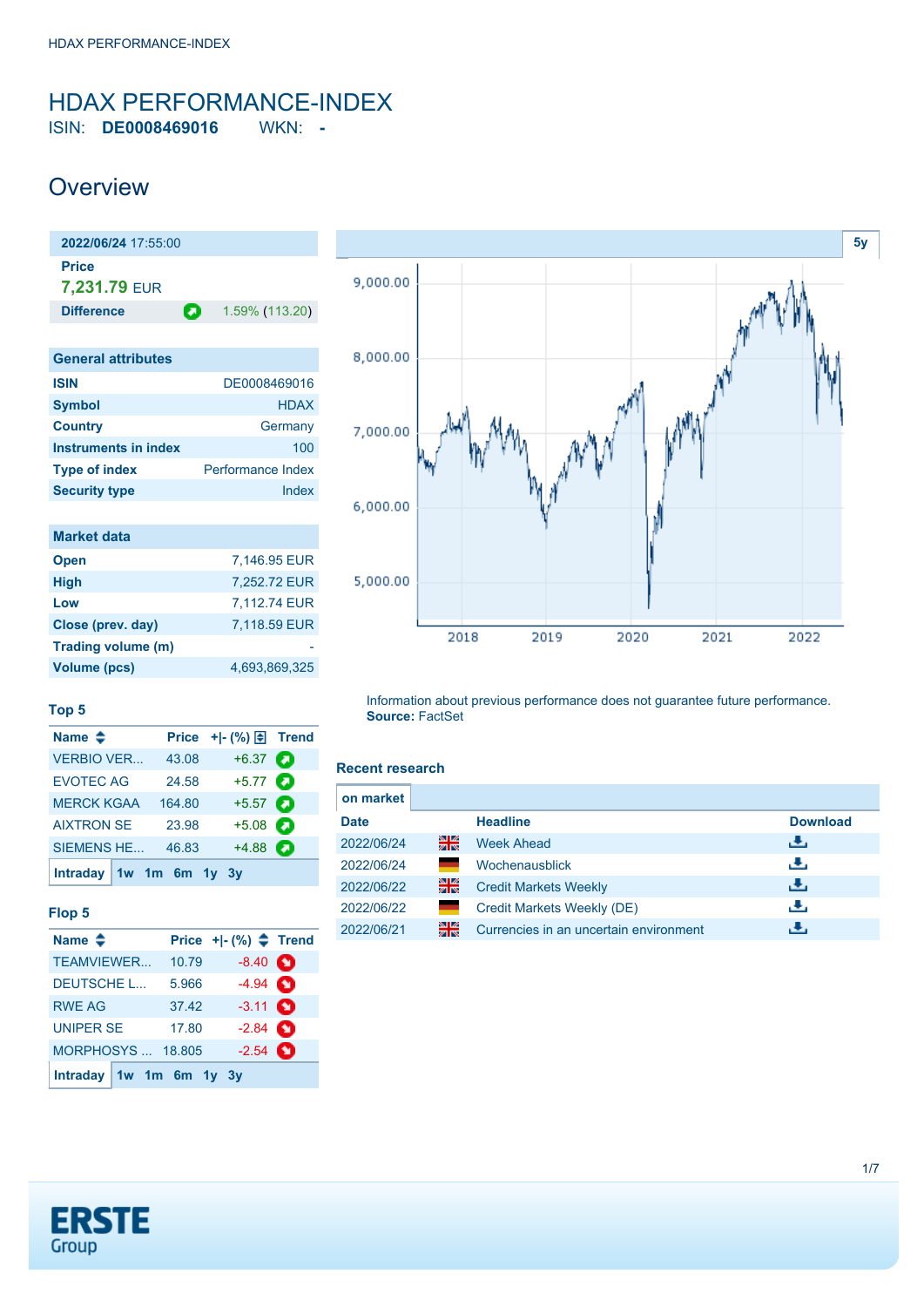# HDAX PERFORMANCE-INDEX

ISIN: **DE0008469016** WKN: **-**

## Overview

| **2022/06/24** 17:55:00 | |
|---|---|
| **Price** | |
| **7,231.79** EUR | |
| **Difference** | 1.59% (113.20) |

| **General attributes** | |
|---|---|
| **ISIN** | DE0008469016 |
| **Symbol** | HDAX |
| **Country** | Germany |
| **Instruments in index** | 100 |
| **Type of index** | Performance Index |
| **Security type** | Index |

| **Market data** | |
|---|---|
| **Open** | 7,146.95 EUR |
| **High** | 7,252.72 EUR |
| **Low** | 7,112.74 EUR |
| **Close (prev. day)** | 7,118.59 EUR |
| **Trading volume (m)** | - |
| **Volume (pcs)** | 4,693,869,325 |

5y

9,000.00
8,000.00
7,000.00
6,000.00
5,000.00
2018 2019 2020 2021 2022

Information about previous performance does not guarantee future performance.
**Source:** FactSet

### Top 5

| Name | Price | +\|- (%) | Trend |
|---|---|---|---|
| VERBIO VER... | 43.08 | +6.37 | |
| EVOTEC AG | 24.58 | +5.77 | |
| MERCK KGAA | 164.80 | +5.57 | |
| AIXTRON SE | 23.98 | +5.08 | |
| SIEMENS HE... | 46.83 | +4.88 | |

Intraday 1w 1m 6m 1y 3y

### Flop 5

| Name | Price | +\|- (%) | Trend |
|---|---|---|---|
| TEAMVIEWER... | 10.79 | -8.40 | |
| DEUTSCHE L... | 5.966 | -4.94 | |
| RWE AG | 37.42 | -3.11 | |
| UNIPER SE | 17.80 | -2.84 | |
| MORPHOSYS ... | 18.805 | -2.54 | |

Intraday 1w 1m 6m 1y 3y

### Recent research

on market

| Date | | Headline | Download |
|---|---|---|---|
| 2022/06/24 | | Week Ahead | |
| 2022/06/24 | | Wochenausblick | |
| 2022/06/22 | | Credit Markets Weekly | |
| 2022/06/22 | | Credit Markets Weekly (DE) | |
| 2022/06/21 | | Currencies in an uncertain environment | |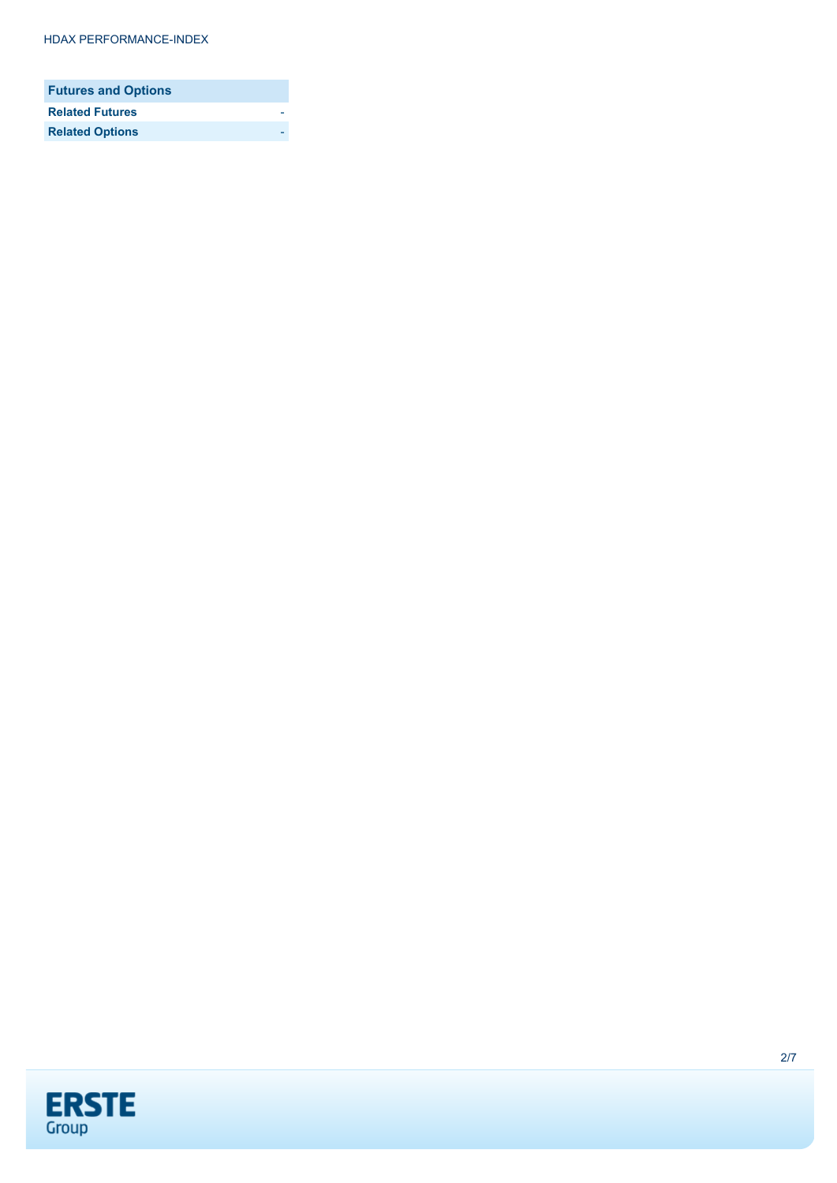| Futures and Options | |
| --- | --- |
| **Related Futures** | - |
| **Related Options** | - |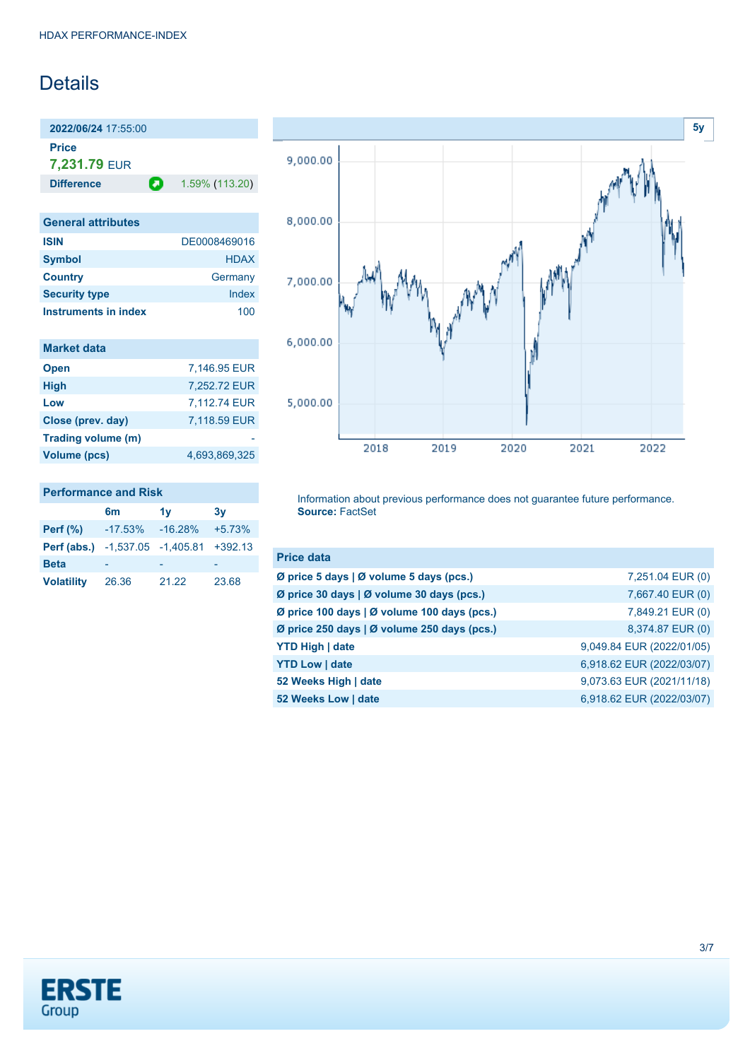HDAX PERFORMANCE-INDEX

# Details

**2022/06/24** 17:55:00

**Price**

**7,231.79** EUR

| | |
|---|---|
| **Difference** | 1.59% (113.20) |

## General attributes

| | |
|---|---|
| **ISIN** | DE0008469016 |
| **Symbol** | HDAX |
| **Country** | Germany |
| **Security type** | Index |
| **Instruments in index** | 100 |

## Market data

| | |
|---|---|
| **Open** | 7,146.95 EUR |
| **High** | 7,252.72 EUR |
| **Low** | 7,112.74 EUR |
| **Close (prev. day)** | 7,118.59 EUR |
| **Trading volume (m)** | - |
| **Volume (pcs)** | 4,693,869,325 |

## Performance and Risk

| | 6m | 1y | 3y |
|---|---|---|---|
| **Perf (%)** | -17.53% | -16.28% | +5.73% |
| **Perf (abs.)** | -1,537.05 | -1,405.81 | +392.13 |
| **Beta** | - | - | - |
| **Volatility** | 26.36 | 21.22 | 23.68 |

5y

9,000.00
8,000.00
7,000.00
6,000.00
5,000.00

2018 2019 2020 2021 2022

Information about previous performance does not guarantee future performance.
**Source:** FactSet

## Price data

| | |
|---|---|
| **Ø price 5 days \| Ø volume 5 days (pcs.)** | 7,251.04 EUR (0) |
| **Ø price 30 days \| Ø volume 30 days (pcs.)** | 7,667.40 EUR (0) |
| **Ø price 100 days \| Ø volume 100 days (pcs.)** | 7,849.21 EUR (0) |
| **Ø price 250 days \| Ø volume 250 days (pcs.)** | 8,374.87 EUR (0) |
| **YTD High \| date** | 9,049.84 EUR (2022/01/05) |
| **YTD Low \| date** | 6,918.62 EUR (2022/03/07) |
| **52 Weeks High \| date** | 9,073.63 EUR (2021/11/18) |
| **52 Weeks Low \| date** | 6,918.62 EUR (2022/03/07) |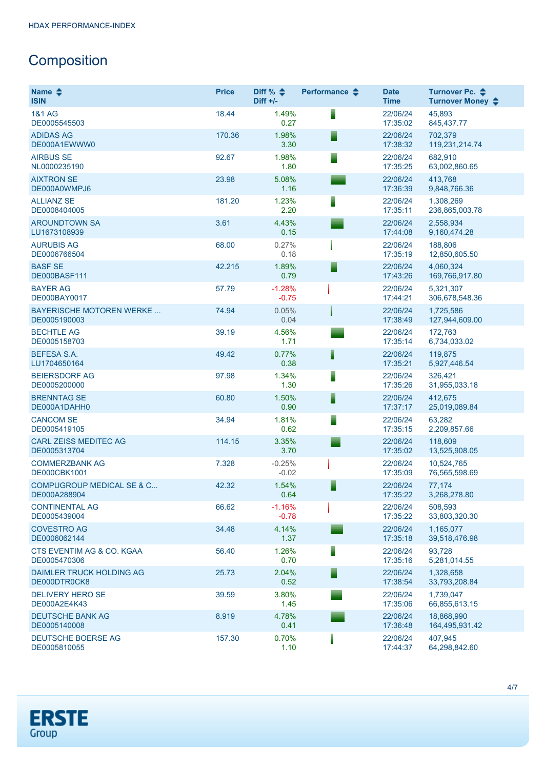HDAX PERFORMANCE-INDEX

# Composition

| Name<br>ISIN | Price | Diff %<br>Diff +/- | Performance | Date<br>Time | Turnover Pc.<br>Turnover Money |
|---|---|---|---|---|---|
| 1&1 AG<br>DE0005545503 | 18.44 | 1.49%<br>0.27 | | 22/06/24<br>17:35:02 | 45,893<br>845,437.77 |
| ADIDAS AG<br>DE000A1EWWW0 | 170.36 | 1.98%<br>3.30 | | 22/06/24<br>17:38:32 | 702,379<br>119,231,214.74 |
| AIRBUS SE<br>NL0000235190 | 92.67 | 1.98%<br>1.80 | | 22/06/24<br>17:35:25 | 682,910<br>63,002,860.65 |
| AIXTRON SE<br>DE000A0WMPJ6 | 23.98 | 5.08%<br>1.16 | | 22/06/24<br>17:36:39 | 413,768<br>9,848,766.36 |
| ALLIANZ SE<br>DE0008404005 | 181.20 | 1.23%<br>2.20 | | 22/06/24<br>17:35:11 | 1,308,269<br>236,865,003.78 |
| AROUNDTOWN SA<br>LU1673108939 | 3.61 | 4.43%<br>0.15 | | 22/06/24<br>17:44:08 | 2,558,934<br>9,160,474.28 |
| AURUBIS AG<br>DE0006766504 | 68.00 | 0.27%<br>0.18 | | 22/06/24<br>17:35:19 | 188,806<br>12,850,605.50 |
| BASF SE<br>DE000BASF111 | 42.215 | 1.89%<br>0.79 | | 22/06/24<br>17:43:26 | 4,060,324<br>169,766,917.80 |
| BAYER AG<br>DE000BAY0017 | 57.79 | -1.28%<br>-0.75 | | 22/06/24<br>17:44:21 | 5,321,307<br>306,678,548.36 |
| BAYERISCHE MOTOREN WERKE ...<br>DE0005190003 | 74.94 | 0.05%<br>0.04 | | 22/06/24<br>17:38:49 | 1,725,586<br>127,944,609.00 |
| BECHTLE AG<br>DE0005158703 | 39.19 | 4.56%<br>1.71 | | 22/06/24<br>17:35:14 | 172,763<br>6,734,033.02 |
| BEFESA S.A.<br>LU1704650164 | 49.42 | 0.77%<br>0.38 | | 22/06/24<br>17:35:21 | 119,875<br>5,927,446.54 |
| BEIERSDORF AG<br>DE0005200000 | 97.98 | 1.34%<br>1.30 | | 22/06/24<br>17:35:26 | 326,421<br>31,955,033.18 |
| BRENNTAG SE<br>DE000A1DAHH0 | 60.80 | 1.50%<br>0.90 | | 22/06/24<br>17:37:17 | 412,675<br>25,019,089.84 |
| CANCOM SE<br>DE0005419105 | 34.94 | 1.81%<br>0.62 | | 22/06/24<br>17:35:15 | 63,282<br>2,209,857.66 |
| CARL ZEISS MEDITEC AG<br>DE0005313704 | 114.15 | 3.35%<br>3.70 | | 22/06/24<br>17:35:02 | 118,609<br>13,525,908.05 |
| COMMERZBANK AG<br>DE000CBK1001 | 7.328 | -0.25%<br>-0.02 | | 22/06/24<br>17:35:09 | 10,524,765<br>76,565,598.69 |
| COMPUGROUP MEDICAL SE & C...<br>DE000A288904 | 42.32 | 1.54%<br>0.64 | | 22/06/24<br>17:35:22 | 77,174<br>3,268,278.80 |
| CONTINENTAL AG<br>DE0005439004 | 66.62 | -1.16%<br>-0.78 | | 22/06/24<br>17:35:22 | 508,593<br>33,803,320.30 |
| COVESTRO AG<br>DE0006062144 | 34.48 | 4.14%<br>1.37 | | 22/06/24<br>17:35:18 | 1,165,077<br>39,518,476.98 |
| CTS EVENTIM AG & CO. KGAA<br>DE0005470306 | 56.40 | 1.26%<br>0.70 | | 22/06/24<br>17:35:16 | 93,728<br>5,281,014.55 |
| DAIMLER TRUCK HOLDING AG<br>DE000DTR0CK8 | 25.73 | 2.04%<br>0.52 | | 22/06/24<br>17:38:54 | 1,328,658<br>33,793,208.84 |
| DELIVERY HERO SE<br>DE000A2E4K43 | 39.59 | 3.80%<br>1.45 | | 22/06/24<br>17:35:06 | 1,739,047<br>66,855,613.15 |
| DEUTSCHE BANK AG<br>DE0005140008 | 8.919 | 4.78%<br>0.41 | | 22/06/24<br>17:36:48 | 18,868,990<br>164,495,931.42 |
| DEUTSCHE BOERSE AG<br>DE0005810055 | 157.30 | 0.70%<br>1.10 | | 22/06/24<br>17:44:37 | 407,945<br>64,298,842.60 |

ERSTE Group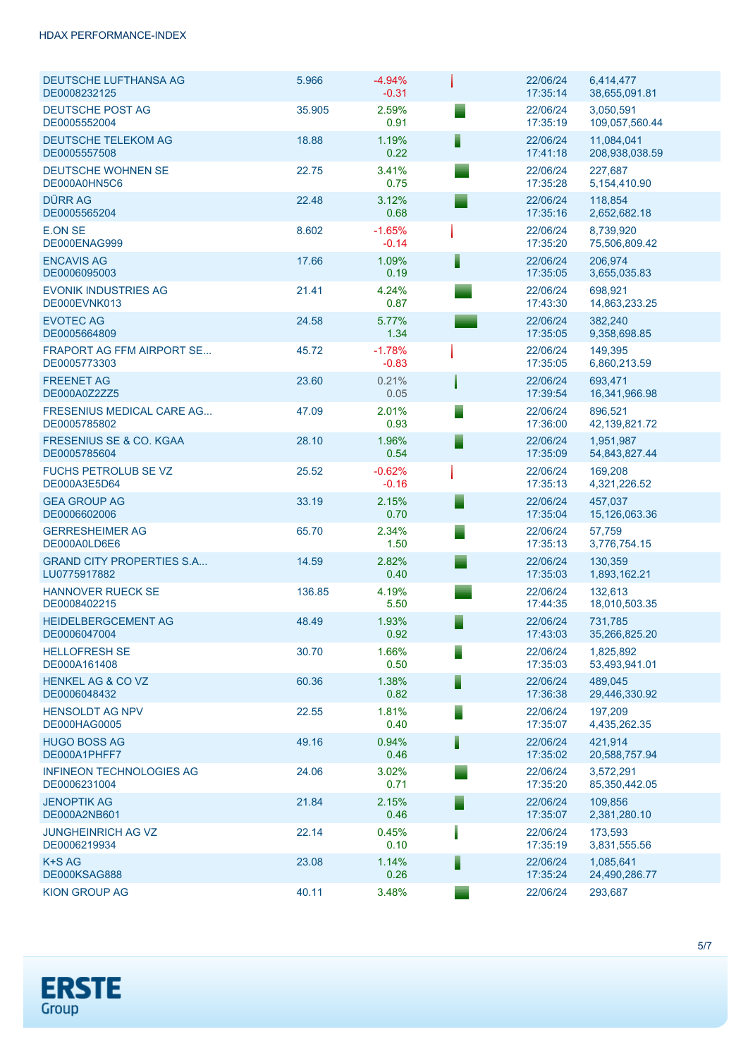| | | | | | |
|---|---|---|---|---|---|
| DEUTSCHE LUFTHANSA AG<br>DE0008232125 | 5.966 | -4.94%<br>-0.31 | | 22/06/24<br>17:35:14 | 6,414,477<br>38,655,091.81 |
| DEUTSCHE POST AG<br>DE0005552004 | 35.905 | 2.59%<br>0.91 | | 22/06/24<br>17:35:19 | 3,050,591<br>109,057,560.44 |
| DEUTSCHE TELEKOM AG<br>DE0005557508 | 18.88 | 1.19%<br>0.22 | | 22/06/24<br>17:41:18 | 11,084,041<br>208,938,038.59 |
| DEUTSCHE WOHNEN SE<br>DE000A0HN5C6 | 22.75 | 3.41%<br>0.75 | | 22/06/24<br>17:35:28 | 227,687<br>5,154,410.90 |
| DÜRR AG<br>DE0005565204 | 22.48 | 3.12%<br>0.68 | | 22/06/24<br>17:35:16 | 118,854<br>2,652,682.18 |
| E.ON SE<br>DE000ENAG999 | 8.602 | -1.65%<br>-0.14 | | 22/06/24<br>17:35:20 | 8,739,920<br>75,506,809.42 |
| ENCAVIS AG<br>DE0006095003 | 17.66 | 1.09%<br>0.19 | | 22/06/24<br>17:35:05 | 206,974<br>3,655,035.83 |
| EVONIK INDUSTRIES AG<br>DE000EVNK013 | 21.41 | 4.24%<br>0.87 | | 22/06/24<br>17:43:30 | 698,921<br>14,863,233.25 |
| EVOTEC AG<br>DE0005664809 | 24.58 | 5.77%<br>1.34 | | 22/06/24<br>17:35:05 | 382,240<br>9,358,698.85 |
| FRAPORT AG FFM AIRPORT SE...<br>DE0005773303 | 45.72 | -1.78%<br>-0.83 | | 22/06/24<br>17:35:05 | 149,395<br>6,860,213.59 |
| FREENET AG<br>DE000A0Z2ZZ5 | 23.60 | 0.21%<br>0.05 | | 22/06/24<br>17:39:54 | 693,471<br>16,341,966.98 |
| FRESENIUS MEDICAL CARE AG...<br>DE0005785802 | 47.09 | 2.01%<br>0.93 | | 22/06/24<br>17:36:00 | 896,521<br>42,139,821.72 |
| FRESENIUS SE & CO. KGAA<br>DE0005785604 | 28.10 | 1.96%<br>0.54 | | 22/06/24<br>17:35:09 | 1,951,987<br>54,843,827.44 |
| FUCHS PETROLUB SE VZ<br>DE000A3E5D64 | 25.52 | -0.62%<br>-0.16 | | 22/06/24<br>17:35:13 | 169,208<br>4,321,226.52 |
| GEA GROUP AG<br>DE0006602006 | 33.19 | 2.15%<br>0.70 | | 22/06/24<br>17:35:04 | 457,037<br>15,126,063.36 |
| GERRESHEIMER AG<br>DE000A0LD6E6 | 65.70 | 2.34%<br>1.50 | | 22/06/24<br>17:35:13 | 57,759<br>3,776,754.15 |
| GRAND CITY PROPERTIES S.A...<br>LU0775917882 | 14.59 | 2.82%<br>0.40 | | 22/06/24<br>17:35:03 | 130,359<br>1,893,162.21 |
| HANNOVER RUECK SE<br>DE0008402215 | 136.85 | 4.19%<br>5.50 | | 22/06/24<br>17:44:35 | 132,613<br>18,010,503.35 |
| HEIDELBERGCEMENT AG<br>DE0006047004 | 48.49 | 1.93%<br>0.92 | | 22/06/24<br>17:43:03 | 731,785<br>35,266,825.20 |
| HELLOFRESH SE<br>DE000A161408 | 30.70 | 1.66%<br>0.50 | | 22/06/24<br>17:35:03 | 1,825,892<br>53,493,941.01 |
| HENKEL AG & CO VZ<br>DE0006048432 | 60.36 | 1.38%<br>0.82 | | 22/06/24<br>17:36:38 | 489,045<br>29,446,330.92 |
| HENSOLDT AG NPV<br>DE000HAG0005 | 22.55 | 1.81%<br>0.40 | | 22/06/24<br>17:35:07 | 197,209<br>4,435,262.35 |
| HUGO BOSS AG<br>DE000A1PHFF7 | 49.16 | 0.94%<br>0.46 | | 22/06/24<br>17:35:02 | 421,914<br>20,588,757.94 |
| INFINEON TECHNOLOGIES AG<br>DE0006231004 | 24.06 | 3.02%<br>0.71 | | 22/06/24<br>17:35:20 | 3,572,291<br>85,350,442.05 |
| JENOPTIK AG<br>DE000A2NB601 | 21.84 | 2.15%<br>0.46 | | 22/06/24<br>17:35:07 | 109,856<br>2,381,280.10 |
| JUNGHEINRICH AG VZ<br>DE0006219934 | 22.14 | 0.45%<br>0.10 | | 22/06/24<br>17:35:19 | 173,593<br>3,831,555.56 |
| K+S AG<br>DE000KSAG888 | 23.08 | 1.14%<br>0.26 | | 22/06/24<br>17:35:24 | 1,085,641<br>24,490,286.77 |
| KION GROUP AG | 40.11 | 3.48% | | 22/06/24 | 293,687 |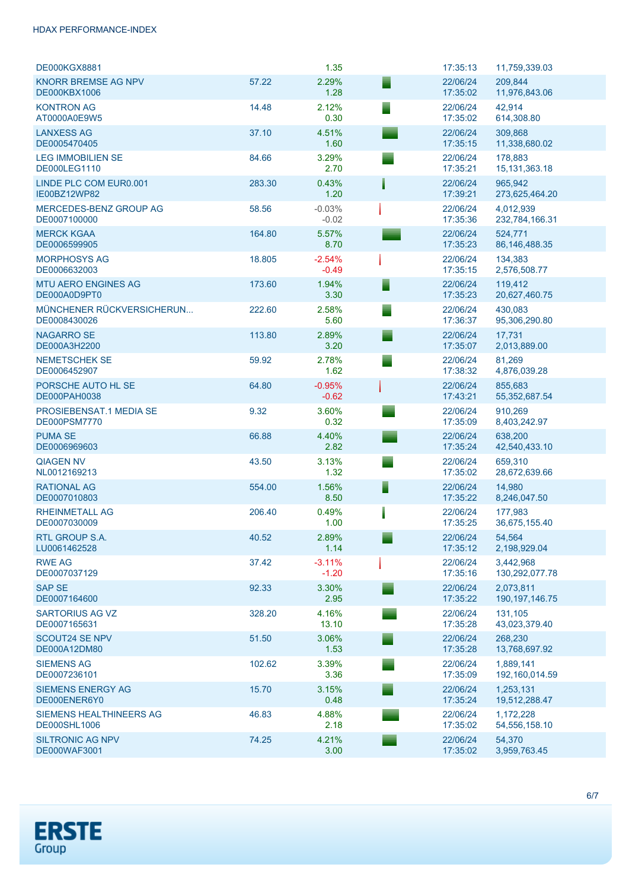| | | | | | |
|---|---|---|---|---|---|
| DE000KGX8881 | | 1.35 | | 17:35:13 | 11,759,339.03 |
| KNORR BREMSE AG NPV<br>DE000KBX1006 | 57.22 | 2.29%<br>1.28 | | 22/06/24<br>17:35:02 | 209,844<br>11,976,843.06 |
| KONTRON AG<br>AT0000A0E9W5 | 14.48 | 2.12%<br>0.30 | | 22/06/24<br>17:35:02 | 42,914<br>614,308.80 |
| LANXESS AG<br>DE0005470405 | 37.10 | 4.51%<br>1.60 | | 22/06/24<br>17:35:15 | 309,868<br>11,338,680.02 |
| LEG IMMOBILIEN SE<br>DE000LEG1110 | 84.66 | 3.29%<br>2.70 | | 22/06/24<br>17:35:21 | 178,883<br>15,131,363.18 |
| LINDE PLC COM EUR0.001<br>IE00BZ12WP82 | 283.30 | 0.43%<br>1.20 | | 22/06/24<br>17:39:21 | 965,942<br>273,625,464.20 |
| MERCEDES-BENZ GROUP AG<br>DE0007100000 | 58.56 | -0.03%<br>-0.02 | | 22/06/24<br>17:35:36 | 4,012,939<br>232,784,166.31 |
| MERCK KGAA<br>DE0006599905 | 164.80 | 5.57%<br>8.70 | | 22/06/24<br>17:35:23 | 524,771<br>86,146,488.35 |
| MORPHOSYS AG<br>DE0006632003 | 18.805 | -2.54%<br>-0.49 | | 22/06/24<br>17:35:15 | 134,383<br>2,576,508.77 |
| MTU AERO ENGINES AG<br>DE000A0D9PT0 | 173.60 | 1.94%<br>3.30 | | 22/06/24<br>17:35:23 | 119,412<br>20,627,460.75 |
| MÜNCHENER RÜCKVERSICHERUN...<br>DE0008430026 | 222.60 | 2.58%<br>5.60 | | 22/06/24<br>17:36:37 | 430,083<br>95,306,290.80 |
| NAGARRO SE<br>DE000A3H2200 | 113.80 | 2.89%<br>3.20 | | 22/06/24<br>17:35:07 | 17,731<br>2,013,889.00 |
| NEMETSCHEK SE<br>DE0006452907 | 59.92 | 2.78%<br>1.62 | | 22/06/24<br>17:38:32 | 81,269<br>4,876,039.28 |
| PORSCHE AUTO HL SE<br>DE000PAH0038 | 64.80 | -0.95%<br>-0.62 | | 22/06/24<br>17:43:21 | 855,683<br>55,352,687.54 |
| PROSIEBENSAT.1 MEDIA SE<br>DE000PSM7770 | 9.32 | 3.60%<br>0.32 | | 22/06/24<br>17:35:09 | 910,269<br>8,403,242.97 |
| PUMA SE<br>DE0006969603 | 66.88 | 4.40%<br>2.82 | | 22/06/24<br>17:35:24 | 638,200<br>42,540,433.10 |
| QIAGEN NV<br>NL0012169213 | 43.50 | 3.13%<br>1.32 | | 22/06/24<br>17:35:02 | 659,310<br>28,672,639.66 |
| RATIONAL AG<br>DE0007010803 | 554.00 | 1.56%<br>8.50 | | 22/06/24<br>17:35:22 | 14,980<br>8,246,047.50 |
| RHEINMETALL AG<br>DE0007030009 | 206.40 | 0.49%<br>1.00 | | 22/06/24<br>17:35:25 | 177,983<br>36,675,155.40 |
| RTL GROUP S.A.<br>LU0061462528 | 40.52 | 2.89%<br>1.14 | | 22/06/24<br>17:35:12 | 54,564<br>2,198,929.04 |
| RWE AG<br>DE0007037129 | 37.42 | -3.11%<br>-1.20 | | 22/06/24<br>17:35:16 | 3,442,968<br>130,292,077.78 |
| SAP SE<br>DE0007164600 | 92.33 | 3.30%<br>2.95 | | 22/06/24<br>17:35:22 | 2,073,811<br>190,197,146.75 |
| SARTORIUS AG VZ<br>DE0007165631 | 328.20 | 4.16%<br>13.10 | | 22/06/24<br>17:35:28 | 131,105<br>43,023,379.40 |
| SCOUT24 SE NPV<br>DE000A12DM80 | 51.50 | 3.06%<br>1.53 | | 22/06/24<br>17:35:28 | 268,230<br>13,768,697.92 |
| SIEMENS AG<br>DE0007236101 | 102.62 | 3.39%<br>3.36 | | 22/06/24<br>17:35:09 | 1,889,141<br>192,160,014.59 |
| SIEMENS ENERGY AG<br>DE000ENER6Y0 | 15.70 | 3.15%<br>0.48 | | 22/06/24<br>17:35:24 | 1,253,131<br>19,512,288.47 |
| SIEMENS HEALTHINEERS AG<br>DE000SHL1006 | 46.83 | 4.88%<br>2.18 | | 22/06/24<br>17:35:02 | 1,172,228<br>54,556,158.10 |
| SILTRONIC AG NPV<br>DE000WAF3001 | 74.25 | 4.21%<br>3.00 | | 22/06/24<br>17:35:02 | 54,370<br>3,959,763.45 |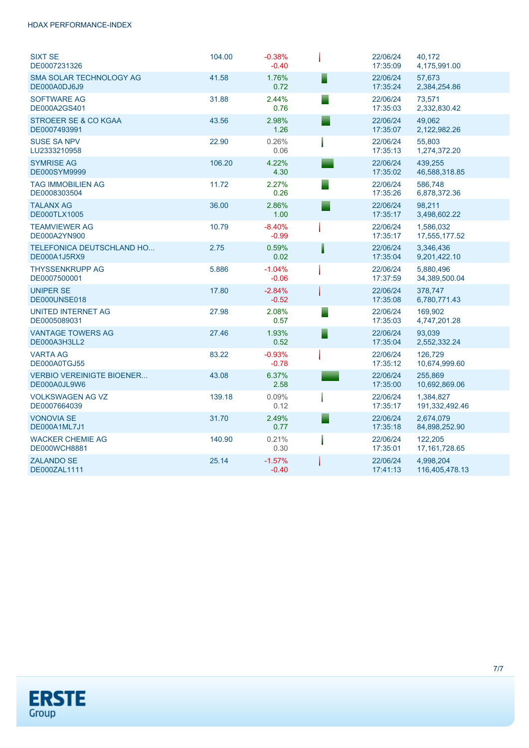| | | | | | |
|---|---|---|---|---|---|
| SIXT SE<br>DE0007231326 | 104.00 | -0.38%<br>-0.40 | | 22/06/24<br>17:35:09 | 40,172<br>4,175,991.00 |
| SMA SOLAR TECHNOLOGY AG<br>DE000A0DJ6J9 | 41.58 | 1.76%<br>0.72 | | 22/06/24<br>17:35:24 | 57,673<br>2,384,254.86 |
| SOFTWARE AG<br>DE000A2GS401 | 31.88 | 2.44%<br>0.76 | | 22/06/24<br>17:35:03 | 73,571<br>2,332,830.42 |
| STROEER SE & CO KGAA<br>DE0007493991 | 43.56 | 2.98%<br>1.26 | | 22/06/24<br>17:35:07 | 49,062<br>2,122,982.26 |
| SUSE SA NPV<br>LU2333210958 | 22.90 | 0.26%<br>0.06 | | 22/06/24<br>17:35:13 | 55,803<br>1,274,372.20 |
| SYMRISE AG<br>DE000SYM9999 | 106.20 | 4.22%<br>4.30 | | 22/06/24<br>17:35:02 | 439,255<br>46,588,318.85 |
| TAG IMMOBILIEN AG<br>DE0008303504 | 11.72 | 2.27%<br>0.26 | | 22/06/24<br>17:35:26 | 586,748<br>6,878,372.36 |
| TALANX AG<br>DE000TLX1005 | 36.00 | 2.86%<br>1.00 | | 22/06/24<br>17:35:17 | 98,211<br>3,498,602.22 |
| TEAMVIEWER AG<br>DE000A2YN900 | 10.79 | -8.40%<br>-0.99 | | 22/06/24<br>17:35:17 | 1,586,032<br>17,555,177.52 |
| TELEFONICA DEUTSCHLAND HO...<br>DE000A1J5RX9 | 2.75 | 0.59%<br>0.02 | | 22/06/24<br>17:35:04 | 3,346,436<br>9,201,422.10 |
| THYSSENKRUPP AG<br>DE0007500001 | 5.886 | -1.04%<br>-0.06 | | 22/06/24<br>17:37:59 | 5,880,496<br>34,389,500.04 |
| UNIPER SE<br>DE000UNSE018 | 17.80 | -2.84%<br>-0.52 | | 22/06/24<br>17:35:08 | 378,747<br>6,780,771.43 |
| UNITED INTERNET AG<br>DE0005089031 | 27.98 | 2.08%<br>0.57 | | 22/06/24<br>17:35:03 | 169,902<br>4,747,201.28 |
| VANTAGE TOWERS AG<br>DE000A3H3LL2 | 27.46 | 1.93%<br>0.52 | | 22/06/24<br>17:35:04 | 93,039<br>2,552,332.24 |
| VARTA AG<br>DE000A0TGJ55 | 83.22 | -0.93%<br>-0.78 | | 22/06/24<br>17:35:12 | 126,729<br>10,674,999.60 |
| VERBIO VEREINIGTE BIOENER...<br>DE000A0JL9W6 | 43.08 | 6.37%<br>2.58 | | 22/06/24<br>17:35:00 | 255,869<br>10,692,869.06 |
| VOLKSWAGEN AG VZ<br>DE0007664039 | 139.18 | 0.09%<br>0.12 | | 22/06/24<br>17:35:17 | 1,384,827<br>191,332,492.46 |
| VONOVIA SE<br>DE000A1ML7J1 | 31.70 | 2.49%<br>0.77 | | 22/06/24<br>17:35:18 | 2,674,079<br>84,898,252.90 |
| WACKER CHEMIE AG<br>DE000WCH8881 | 140.90 | 0.21%<br>0.30 | | 22/06/24<br>17:35:01 | 122,205<br>17,161,728.65 |
| ZALANDO SE<br>DE000ZAL1111 | 25.14 | -1.57%<br>-0.40 | | 22/06/24<br>17:41:13 | 4,998,204<br>116,405,478.13 |

ERSTE Group